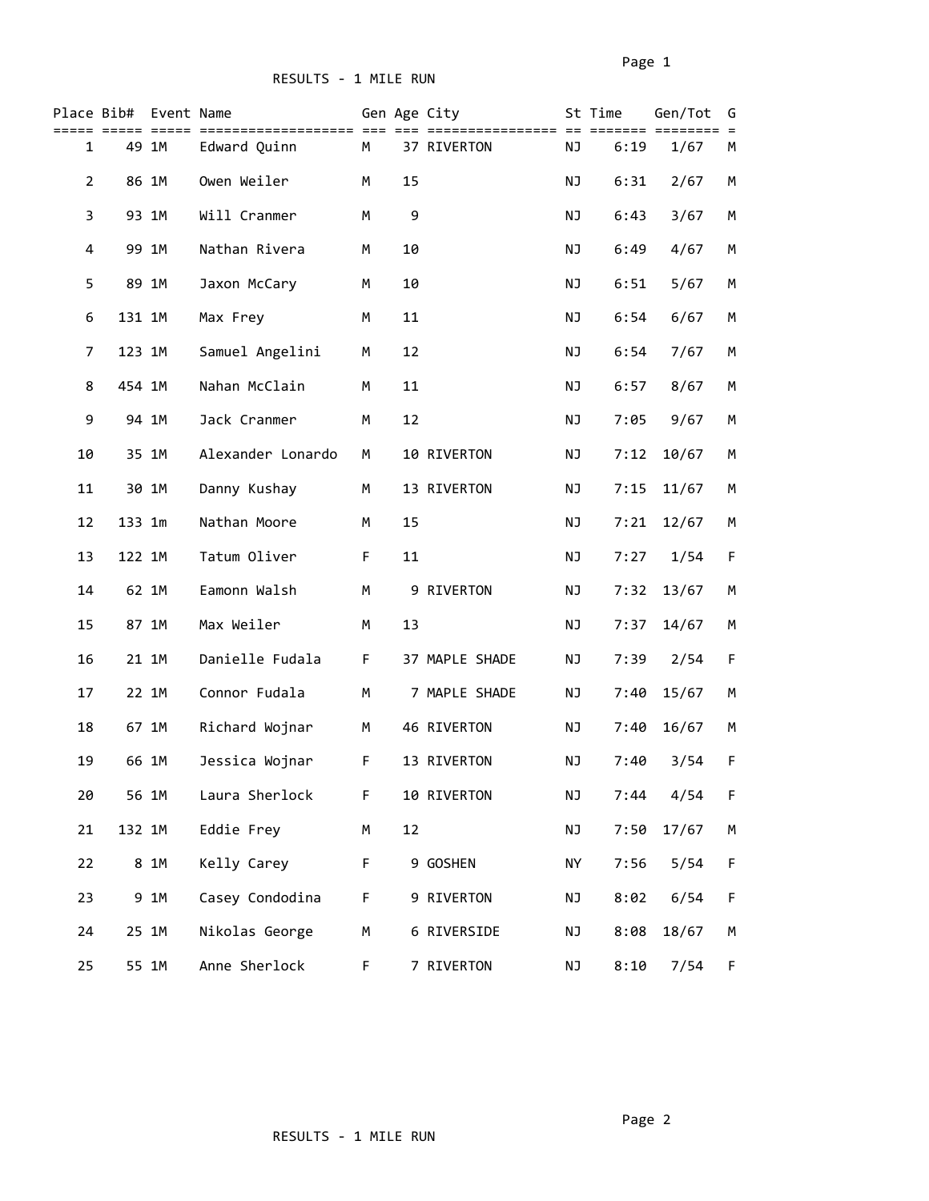RESULTS - 1 MILE RUN

| Place | Bib# | Event | Name | Gen | Age | City | St | Time | Gen/Tot | G |
|---|---|---|---|---|---|---|---|---|---|---|
| 1 | 49 | 1M | Edward Quinn | M | 37 | RIVERTON | NJ | 6:19 | 1/67 | M |
| 2 | 86 | 1M | Owen Weiler | M | 15 | | NJ | 6:31 | 2/67 | M |
| 3 | 93 | 1M | Will Cranmer | M | 9 | | NJ | 6:43 | 3/67 | M |
| 4 | 99 | 1M | Nathan Rivera | M | 10 | | NJ | 6:49 | 4/67 | M |
| 5 | 89 | 1M | Jaxon McCary | M | 10 | | NJ | 6:51 | 5/67 | M |
| 6 | 131 | 1M | Max Frey | M | 11 | | NJ | 6:54 | 6/67 | M |
| 7 | 123 | 1M | Samuel Angelini | M | 12 | | NJ | 6:54 | 7/67 | M |
| 8 | 454 | 1M | Nahan McClain | M | 11 | | NJ | 6:57 | 8/67 | M |
| 9 | 94 | 1M | Jack Cranmer | M | 12 | | NJ | 7:05 | 9/67 | M |
| 10 | 35 | 1M | Alexander Lonardo | M | 10 | RIVERTON | NJ | 7:12 | 10/67 | M |
| 11 | 30 | 1M | Danny Kushay | M | 13 | RIVERTON | NJ | 7:15 | 11/67 | M |
| 12 | 133 | 1m | Nathan Moore | M | 15 | | NJ | 7:21 | 12/67 | M |
| 13 | 122 | 1M | Tatum Oliver | F | 11 | | NJ | 7:27 | 1/54 | F |
| 14 | 62 | 1M | Eamonn Walsh | M | 9 | RIVERTON | NJ | 7:32 | 13/67 | M |
| 15 | 87 | 1M | Max Weiler | M | 13 | | NJ | 7:37 | 14/67 | M |
| 16 | 21 | 1M | Danielle Fudala | F | 37 | MAPLE SHADE | NJ | 7:39 | 2/54 | F |
| 17 | 22 | 1M | Connor Fudala | M | 7 | MAPLE SHADE | NJ | 7:40 | 15/67 | M |
| 18 | 67 | 1M | Richard Wojnar | M | 46 | RIVERTON | NJ | 7:40 | 16/67 | M |
| 19 | 66 | 1M | Jessica Wojnar | F | 13 | RIVERTON | NJ | 7:40 | 3/54 | F |
| 20 | 56 | 1M | Laura Sherlock | F | 10 | RIVERTON | NJ | 7:44 | 4/54 | F |
| 21 | 132 | 1M | Eddie Frey | M | 12 | | NJ | 7:50 | 17/67 | M |
| 22 | 8 | 1M | Kelly Carey | F | 9 | GOSHEN | NY | 7:56 | 5/54 | F |
| 23 | 9 | 1M | Casey Condodina | F | 9 | RIVERTON | NJ | 8:02 | 6/54 | F |
| 24 | 25 | 1M | Nikolas George | M | 6 | RIVERSIDE | NJ | 8:08 | 18/67 | M |
| 25 | 55 | 1M | Anne Sherlock | F | 7 | RIVERTON | NJ | 8:10 | 7/54 | F |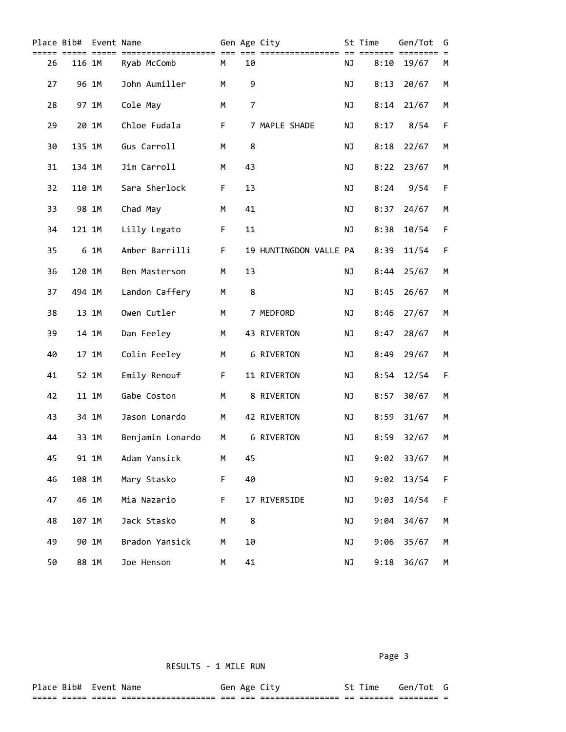| Place | Bib# | Event | Name | Gen | Age | City | St | Time | Gen/Tot | G |
|---|---|---|---|---|---|---|---|---|---|---|
| 26 | 116 | 1M | Ryab McComb | M | 10 | | NJ | 8:10 | 19/67 | M |
| 27 | 96 | 1M | John Aumiller | M | 9 | | NJ | 8:13 | 20/67 | M |
| 28 | 97 | 1M | Cole May | M | 7 | | NJ | 8:14 | 21/67 | M |
| 29 | 20 | 1M | Chloe Fudala | F | 7 | MAPLE SHADE | NJ | 8:17 | 8/54 | F |
| 30 | 135 | 1M | Gus Carroll | M | 8 | | NJ | 8:18 | 22/67 | M |
| 31 | 134 | 1M | Jim Carroll | M | 43 | | NJ | 8:22 | 23/67 | M |
| 32 | 110 | 1M | Sara Sherlock | F | 13 | | NJ | 8:24 | 9/54 | F |
| 33 | 98 | 1M | Chad May | M | 41 | | NJ | 8:37 | 24/67 | M |
| 34 | 121 | 1M | Lilly Legato | F | 11 | | NJ | 8:38 | 10/54 | F |
| 35 | 6 | 1M | Amber Barrilli | F | 19 | HUNTINGDON VALLE | PA | 8:39 | 11/54 | F |
| 36 | 120 | 1M | Ben Masterson | M | 13 | | NJ | 8:44 | 25/67 | M |
| 37 | 494 | 1M | Landon Caffery | M | 8 | | NJ | 8:45 | 26/67 | M |
| 38 | 13 | 1M | Owen Cutler | M | 7 | MEDFORD | NJ | 8:46 | 27/67 | M |
| 39 | 14 | 1M | Dan Feeley | M | 43 | RIVERTON | NJ | 8:47 | 28/67 | M |
| 40 | 17 | 1M | Colin Feeley | M | 6 | RIVERTON | NJ | 8:49 | 29/67 | M |
| 41 | 52 | 1M | Emily Renouf | F | 11 | RIVERTON | NJ | 8:54 | 12/54 | F |
| 42 | 11 | 1M | Gabe Coston | M | 8 | RIVERTON | NJ | 8:57 | 30/67 | M |
| 43 | 34 | 1M | Jason Lonardo | M | 42 | RIVERTON | NJ | 8:59 | 31/67 | M |
| 44 | 33 | 1M | Benjamin Lonardo | M | 6 | RIVERTON | NJ | 8:59 | 32/67 | M |
| 45 | 91 | 1M | Adam Yansick | M | 45 | | NJ | 9:02 | 33/67 | M |
| 46 | 108 | 1M | Mary Stasko | F | 40 | | NJ | 9:02 | 13/54 | F |
| 47 | 46 | 1M | Mia Nazario | F | 17 | RIVERSIDE | NJ | 9:03 | 14/54 | F |
| 48 | 107 | 1M | Jack Stasko | M | 8 | | NJ | 9:04 | 34/67 | M |
| 49 | 90 | 1M | Bradon Yansick | M | 10 | | NJ | 9:06 | 35/67 | M |
| 50 | 88 | 1M | Joe Henson | M | 41 | | NJ | 9:18 | 36/67 | M |

RESULTS - 1 MILE RUN

| Place | Bib# | Event | Name | Gen | Age | City | St | Time | Gen/Tot | G |
|---|---|---|---|---|---|---|---|---|---|---|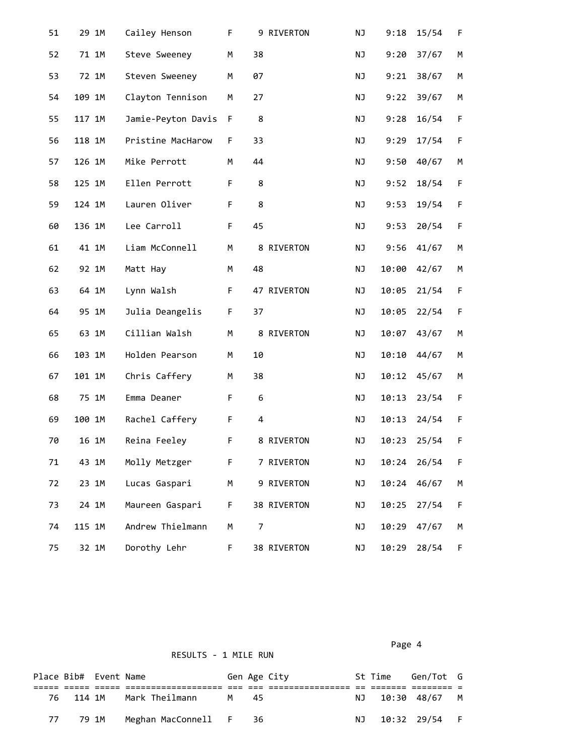| Place | Bib# | Event | Name | Gen | Age | City | St | Time | Gen/Tot | G |
|---|---|---|---|---|---|---|---|---|---|---|
| 51 | 29 | 1M | Cailey Henson | F | 9 | RIVERTON | NJ | 9:18 | 15/54 | F |
| 52 | 71 | 1M | Steve Sweeney | M | 38 | | NJ | 9:20 | 37/67 | M |
| 53 | 72 | 1M | Steven Sweeney | M | 07 | | NJ | 9:21 | 38/67 | M |
| 54 | 109 | 1M | Clayton Tennison | M | 27 | | NJ | 9:22 | 39/67 | M |
| 55 | 117 | 1M | Jamie-Peyton Davis | F | 8 | | NJ | 9:28 | 16/54 | F |
| 56 | 118 | 1M | Pristine MacHarow | F | 33 | | NJ | 9:29 | 17/54 | F |
| 57 | 126 | 1M | Mike Perrott | M | 44 | | NJ | 9:50 | 40/67 | M |
| 58 | 125 | 1M | Ellen Perrott | F | 8 | | NJ | 9:52 | 18/54 | F |
| 59 | 124 | 1M | Lauren Oliver | F | 8 | | NJ | 9:53 | 19/54 | F |
| 60 | 136 | 1M | Lee Carroll | F | 45 | | NJ | 9:53 | 20/54 | F |
| 61 | 41 | 1M | Liam McConnell | M | 8 | RIVERTON | NJ | 9:56 | 41/67 | M |
| 62 | 92 | 1M | Matt Hay | M | 48 | | NJ | 10:00 | 42/67 | M |
| 63 | 64 | 1M | Lynn Walsh | F | 47 | RIVERTON | NJ | 10:05 | 21/54 | F |
| 64 | 95 | 1M | Julia Deangelis | F | 37 | | NJ | 10:05 | 22/54 | F |
| 65 | 63 | 1M | Cillian Walsh | M | 8 | RIVERTON | NJ | 10:07 | 43/67 | M |
| 66 | 103 | 1M | Holden Pearson | M | 10 | | NJ | 10:10 | 44/67 | M |
| 67 | 101 | 1M | Chris Caffery | M | 38 | | NJ | 10:12 | 45/67 | M |
| 68 | 75 | 1M | Emma Deaner | F | 6 | | NJ | 10:13 | 23/54 | F |
| 69 | 100 | 1M | Rachel Caffery | F | 4 | | NJ | 10:13 | 24/54 | F |
| 70 | 16 | 1M | Reina Feeley | F | 8 | RIVERTON | NJ | 10:23 | 25/54 | F |
| 71 | 43 | 1M | Molly Metzger | F | 7 | RIVERTON | NJ | 10:24 | 26/54 | F |
| 72 | 23 | 1M | Lucas Gaspari | M | 9 | RIVERTON | NJ | 10:24 | 46/67 | M |
| 73 | 24 | 1M | Maureen Gaspari | F | 38 | RIVERTON | NJ | 10:25 | 27/54 | F |
| 74 | 115 | 1M | Andrew Thielmann | M | 7 | | NJ | 10:29 | 47/67 | M |
| 75 | 32 | 1M | Dorothy Lehr | F | 38 | RIVERTON | NJ | 10:29 | 28/54 | F |

RESULTS - 1 MILE RUN

| Place | Bib# | Event | Name | Gen | Age | City | St | Time | Gen/Tot | G |
|---|---|---|---|---|---|---|---|---|---|---|
| 76 | 114 | 1M | Mark Theilmann | M | 45 | | NJ | 10:30 | 48/67 | M |
| 77 | 79 | 1M | Meghan MacConnell | F | 36 | | NJ | 10:32 | 29/54 | F |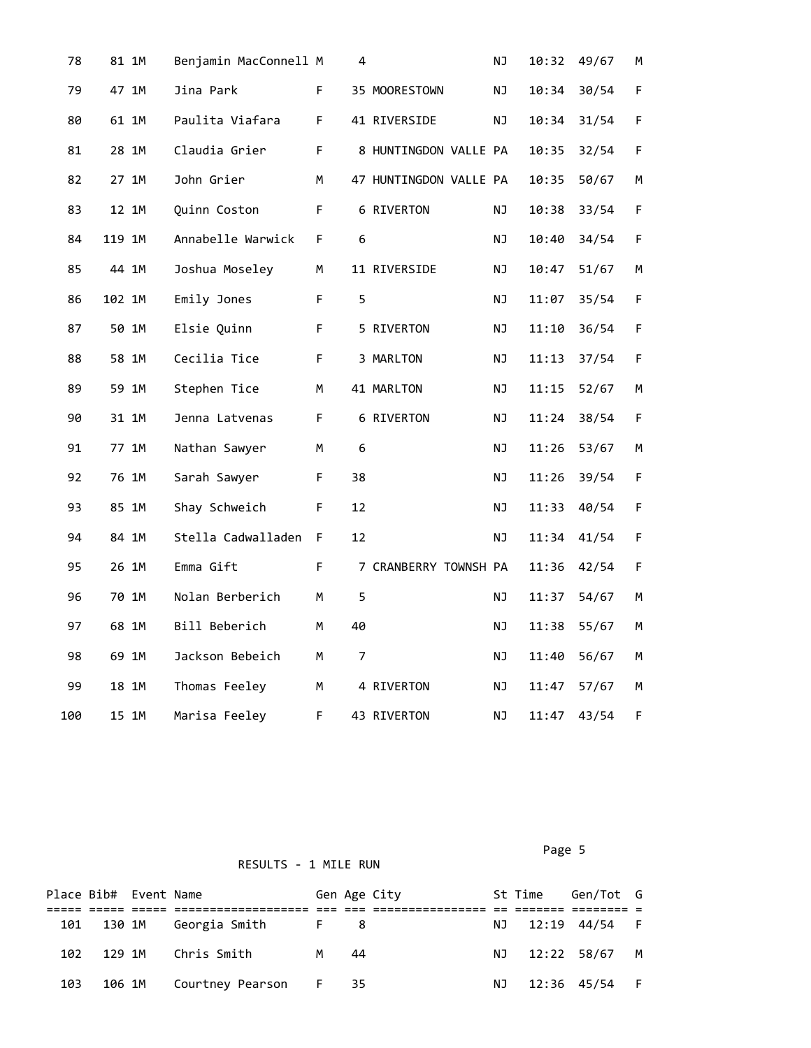| Place | Bib# | Event | Name | Gen | Age | City | St | Time | Gen/Tot | G |
|---|---|---|---|---|---|---|---|---|---|---|
| 78 | 81 | 1M | Benjamin MacConnell | M | 4 | | NJ | 10:32 | 49/67 | M |
| 79 | 47 | 1M | Jina Park | F | 35 | MOORESTOWN | NJ | 10:34 | 30/54 | F |
| 80 | 61 | 1M | Paulita Viafara | F | 41 | RIVERSIDE | NJ | 10:34 | 31/54 | F |
| 81 | 28 | 1M | Claudia Grier | F | 8 | HUNTINGDON VALLE | PA | 10:35 | 32/54 | F |
| 82 | 27 | 1M | John Grier | M | 47 | HUNTINGDON VALLE | PA | 10:35 | 50/67 | M |
| 83 | 12 | 1M | Quinn Coston | F | 6 | RIVERTON | NJ | 10:38 | 33/54 | F |
| 84 | 119 | 1M | Annabelle Warwick | F | 6 | | NJ | 10:40 | 34/54 | F |
| 85 | 44 | 1M | Joshua Moseley | M | 11 | RIVERSIDE | NJ | 10:47 | 51/67 | M |
| 86 | 102 | 1M | Emily Jones | F | 5 | | NJ | 11:07 | 35/54 | F |
| 87 | 50 | 1M | Elsie Quinn | F | 5 | RIVERTON | NJ | 11:10 | 36/54 | F |
| 88 | 58 | 1M | Cecilia Tice | F | 3 | MARLTON | NJ | 11:13 | 37/54 | F |
| 89 | 59 | 1M | Stephen Tice | M | 41 | MARLTON | NJ | 11:15 | 52/67 | M |
| 90 | 31 | 1M | Jenna Latvenas | F | 6 | RIVERTON | NJ | 11:24 | 38/54 | F |
| 91 | 77 | 1M | Nathan Sawyer | M | 6 | | NJ | 11:26 | 53/67 | M |
| 92 | 76 | 1M | Sarah Sawyer | F | 38 | | NJ | 11:26 | 39/54 | F |
| 93 | 85 | 1M | Shay Schweich | F | 12 | | NJ | 11:33 | 40/54 | F |
| 94 | 84 | 1M | Stella Cadwalladen | F | 12 | | NJ | 11:34 | 41/54 | F |
| 95 | 26 | 1M | Emma Gift | F | 7 | CRANBERRY TOWNSH | PA | 11:36 | 42/54 | F |
| 96 | 70 | 1M | Nolan Berberich | M | 5 | | NJ | 11:37 | 54/67 | M |
| 97 | 68 | 1M | Bill Beberich | M | 40 | | NJ | 11:38 | 55/67 | M |
| 98 | 69 | 1M | Jackson Bebeich | M | 7 | | NJ | 11:40 | 56/67 | M |
| 99 | 18 | 1M | Thomas Feeley | M | 4 | RIVERTON | NJ | 11:47 | 57/67 | M |
| 100 | 15 | 1M | Marisa Feeley | F | 43 | RIVERTON | NJ | 11:47 | 43/54 | F |

RESULTS - 1 MILE RUN

| Place | Bib# | Event | Name | Gen | Age | City | St | Time | Gen/Tot | G |
|---|---|---|---|---|---|---|---|---|---|---|
| 101 | 130 | 1M | Georgia Smith | F | 8 | | NJ | 12:19 | 44/54 | F |
| 102 | 129 | 1M | Chris Smith | M | 44 | | NJ | 12:22 | 58/67 | M |
| 103 | 106 | 1M | Courtney Pearson | F | 35 | | NJ | 12:36 | 45/54 | F |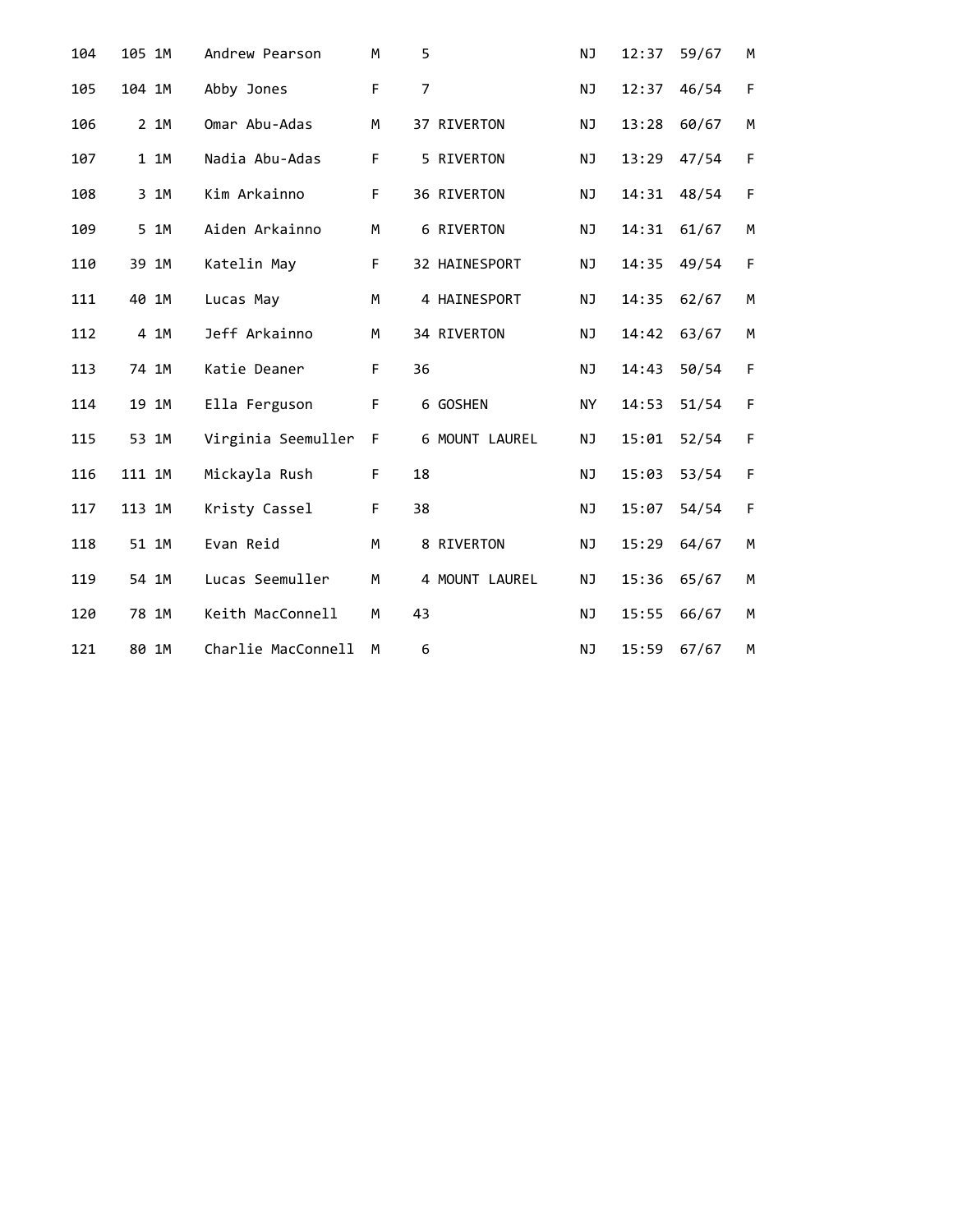| | | | | | | | | | | |
|---|---|---|---|---|---|---|---|---|---|---|
| 104 | 105 | 1M | Andrew Pearson | M | 5 | | NJ | 12:37 | 59/67 | M |
| 105 | 104 | 1M | Abby Jones | F | 7 | | NJ | 12:37 | 46/54 | F |
| 106 | 2 | 1M | Omar Abu-Adas | M | 37 | RIVERTON | NJ | 13:28 | 60/67 | M |
| 107 | 1 | 1M | Nadia Abu-Adas | F | 5 | RIVERTON | NJ | 13:29 | 47/54 | F |
| 108 | 3 | 1M | Kim Arkainno | F | 36 | RIVERTON | NJ | 14:31 | 48/54 | F |
| 109 | 5 | 1M | Aiden Arkainno | M | 6 | RIVERTON | NJ | 14:31 | 61/67 | M |
| 110 | 39 | 1M | Katelin May | F | 32 | HAINESPORT | NJ | 14:35 | 49/54 | F |
| 111 | 40 | 1M | Lucas May | M | 4 | HAINESPORT | NJ | 14:35 | 62/67 | M |
| 112 | 4 | 1M | Jeff Arkainno | M | 34 | RIVERTON | NJ | 14:42 | 63/67 | M |
| 113 | 74 | 1M | Katie Deaner | F | 36 | | NJ | 14:43 | 50/54 | F |
| 114 | 19 | 1M | Ella Ferguson | F | 6 | GOSHEN | NY | 14:53 | 51/54 | F |
| 115 | 53 | 1M | Virginia Seemuller | F | 6 | MOUNT LAUREL | NJ | 15:01 | 52/54 | F |
| 116 | 111 | 1M | Mickayla Rush | F | 18 | | NJ | 15:03 | 53/54 | F |
| 117 | 113 | 1M | Kristy Cassel | F | 38 | | NJ | 15:07 | 54/54 | F |
| 118 | 51 | 1M | Evan Reid | M | 8 | RIVERTON | NJ | 15:29 | 64/67 | M |
| 119 | 54 | 1M | Lucas Seemuller | M | 4 | MOUNT LAUREL | NJ | 15:36 | 65/67 | M |
| 120 | 78 | 1M | Keith MacConnell | M | 43 | | NJ | 15:55 | 66/67 | M |
| 121 | 80 | 1M | Charlie MacConnell | M | 6 | | NJ | 15:59 | 67/67 | M |